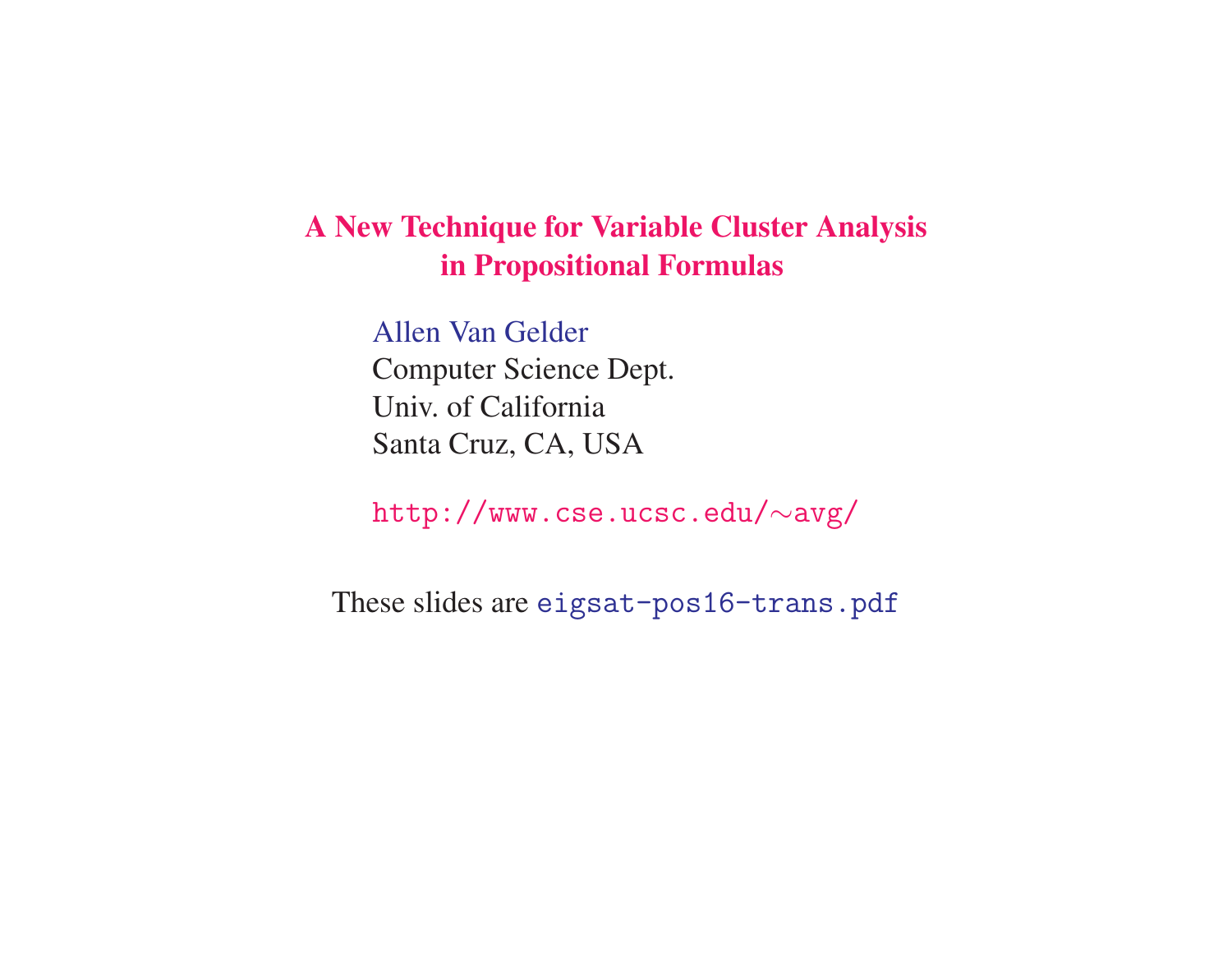# A New Technique for Variable Cluster Analysis in Propositional Formulas

Allen Van Gelder
Computer Science Dept.
Univ. of California
Santa Cruz, CA, USA

`http://www.cse.ucsc.edu/~avg/`

These slides are `eigsat-pos16-trans.pdf`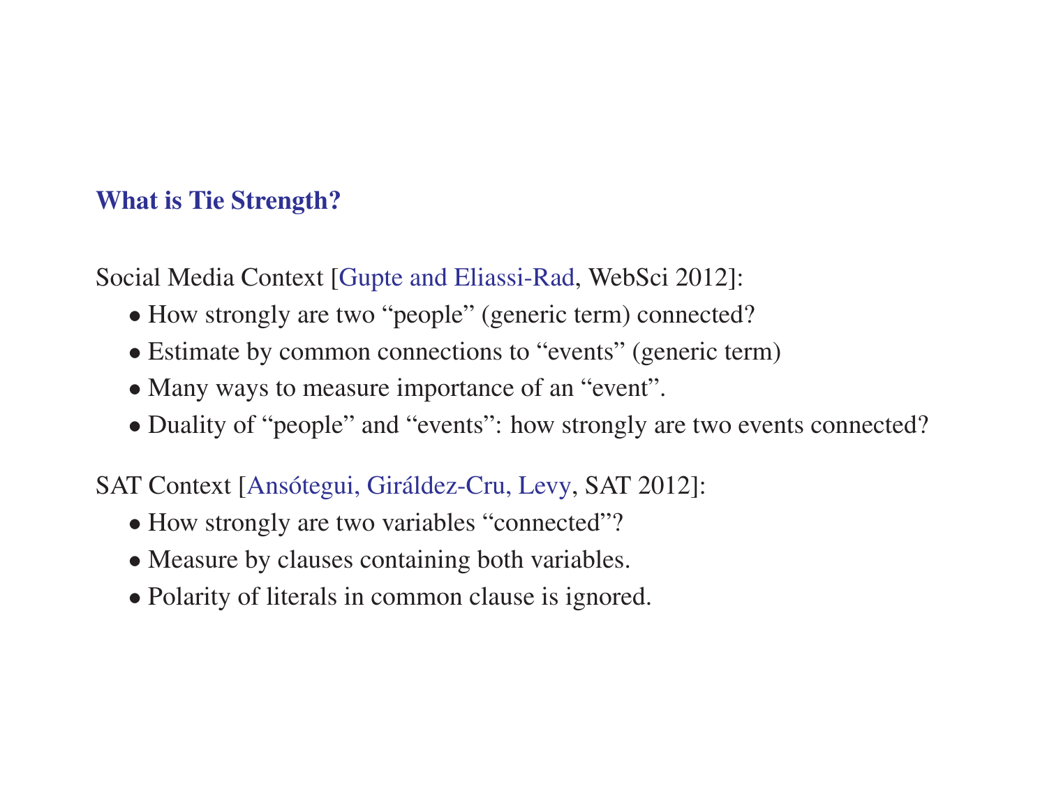## What is Tie Strength?

Social Media Context [Gupte and Eliassi-Rad, WebSci 2012]:

- How strongly are two "people" (generic term) connected?
- Estimate by common connections to "events" (generic term)
- Many ways to measure importance of an "event".
- Duality of "people" and "events": how strongly are two events connected?

SAT Context [Ansótegui, Giráldez-Cru, Levy, SAT 2012]:

- How strongly are two variables "connected"?
- Measure by clauses containing both variables.
- Polarity of literals in common clause is ignored.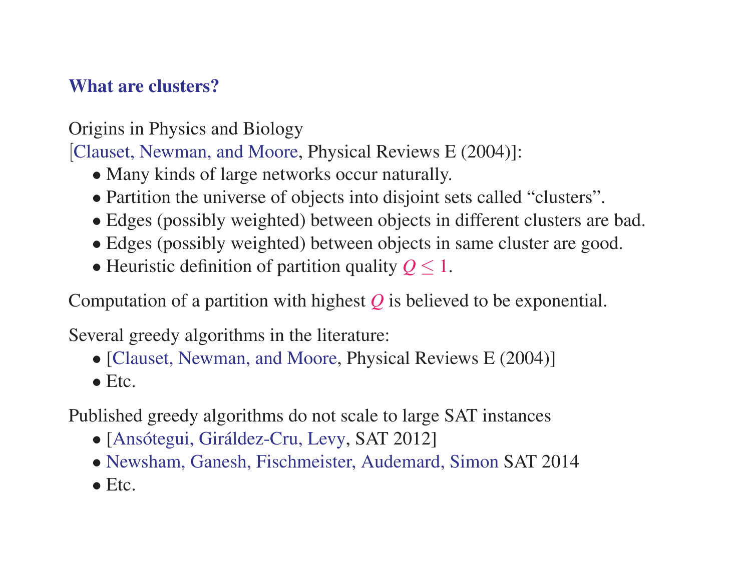## What are clusters?

Origins in Physics and Biology
[Clauset, Newman, and Moore, Physical Reviews E (2004)]:

- Many kinds of large networks occur naturally.
- Partition the universe of objects into disjoint sets called "clusters".
- Edges (possibly weighted) between objects in different clusters are bad.
- Edges (possibly weighted) between objects in same cluster are good.
- Heuristic definition of partition quality $Q \leq 1$.

Computation of a partition with highest $Q$ is believed to be exponential.

Several greedy algorithms in the literature:

- [Clauset, Newman, and Moore, Physical Reviews E (2004)]
- Etc.

Published greedy algorithms do not scale to large SAT instances

- [Ansótegui, Giráldez-Cru, Levy, SAT 2012]
- Newsham, Ganesh, Fischmeister, Audemard, Simon SAT 2014
- Etc.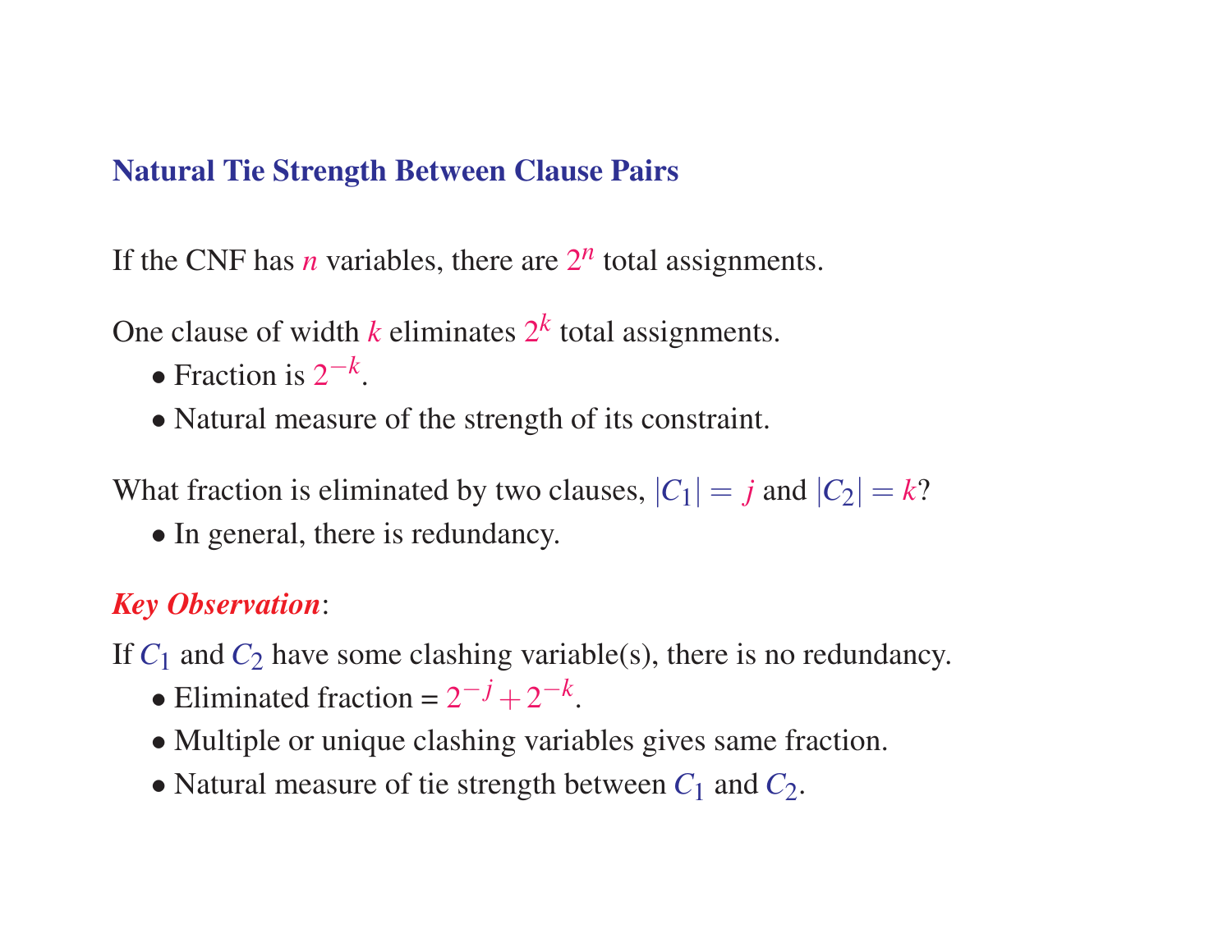## Natural Tie Strength Between Clause Pairs

If the CNF has $n$ variables, there are $2^n$ total assignments.

One clause of width $k$ eliminates $2^k$ total assignments.

- Fraction is $2^{-k}$.
- Natural measure of the strength of its constraint.

What fraction is eliminated by two clauses, $|C_1| = j$ and $|C_2| = k$?

- In general, there is redundancy.

***Key Observation***:

If $C_1$ and $C_2$ have some clashing variable(s), there is no redundancy.

- Eliminated fraction = $2^{-j} + 2^{-k}$.
- Multiple or unique clashing variables gives same fraction.
- Natural measure of tie strength between $C_1$ and $C_2$.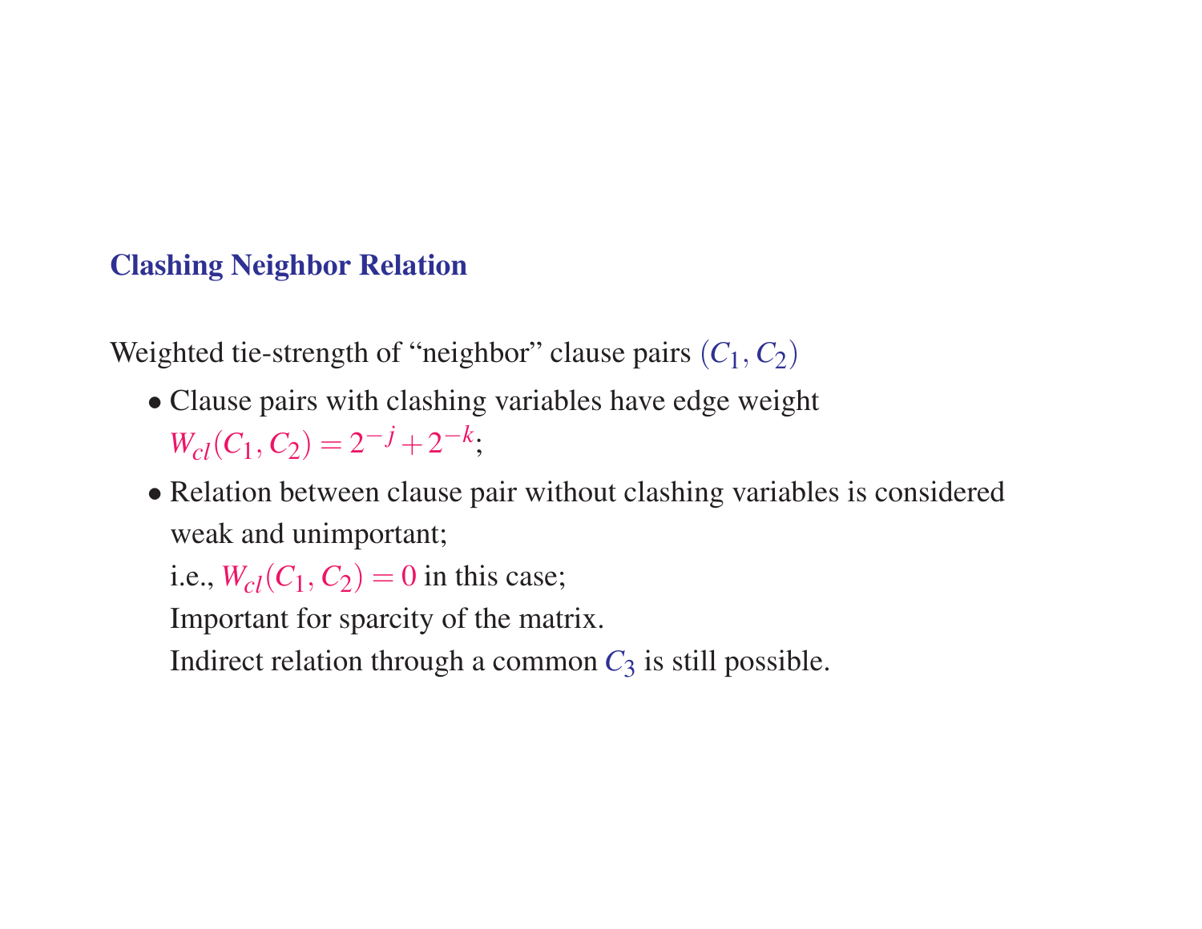## Clashing Neighbor Relation

Weighted tie-strength of "neighbor" clause pairs $(C_1, C_2)$

- Clause pairs with clashing variables have edge weight $W_{cl}(C_1, C_2) = 2^{-j} + 2^{-k}$;
- Relation between clause pair without clashing variables is considered weak and unimportant;
  i.e., $W_{cl}(C_1, C_2) = 0$ in this case;
  Important for sparcity of the matrix.
  Indirect relation through a common $C_3$ is still possible.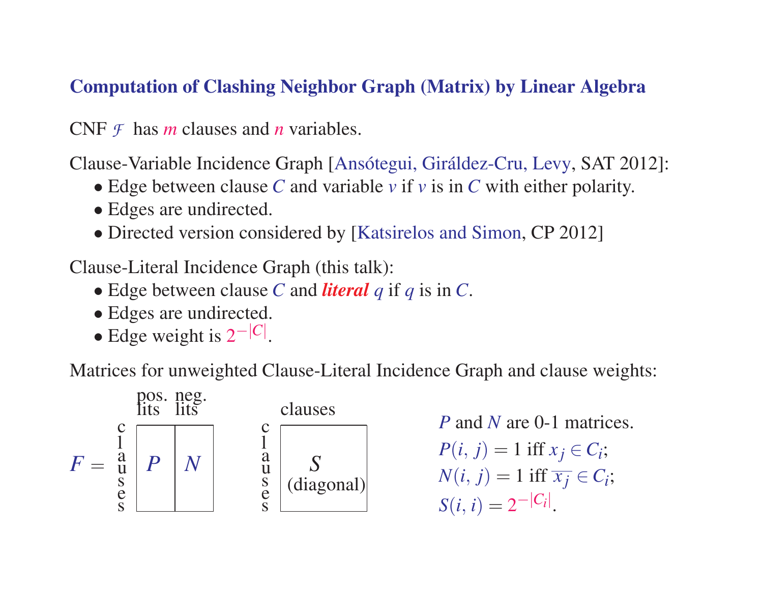## Computation of Clashing Neighbor Graph (Matrix) by Linear Algebra

CNF $\mathcal{F}$ has $m$ clauses and $n$ variables.

Clause-Variable Incidence Graph [Ansótegui, Giráldez-Cru, Levy, SAT 2012]:

- Edge between clause $C$ and variable $v$ if $v$ is in $C$ with either polarity.
- Edges are undirected.
- Directed version considered by [Katsirelos and Simon, CP 2012]

Clause-Literal Incidence Graph (this talk):

- Edge between clause $C$ and ***literal*** $q$ if $q$ is in $C$.
- Edges are undirected.
- Edge weight is $2^{-|C|}$.

Matrices for unweighted Clause-Literal Incidence Graph and clause weights:

$F =$ [rows: clauses; columns: pos. lits ($P$) | neg. lits ($N$)]

$S$ (diagonal) [rows: clauses; columns: clauses]

$P$ and $N$ are 0-1 matrices.
$P(i, j) = 1$ iff $x_j \in C_i$;
$N(i, j) = 1$ iff $\overline{x_j} \in C_i$;
$S(i, i) = 2^{-|C_i|}$.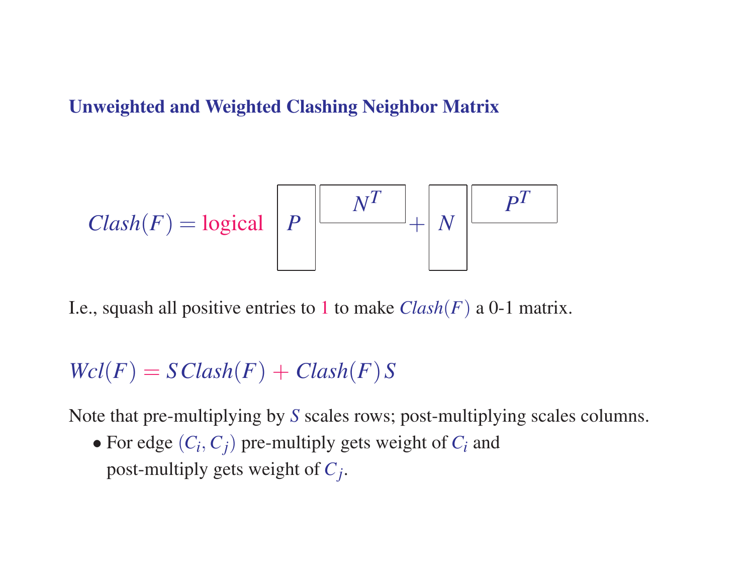## Unweighted and Weighted Clashing Neighbor Matrix

$$Clash(F) = \text{logical}\left( P \, N^T + N \, P^T \right)$$

I.e., squash all positive entries to 1 to make $Clash(F)$ a 0-1 matrix.

$$Wcl(F) = S \, Clash(F) + Clash(F) \, S$$

Note that pre-multiplying by $S$ scales rows; post-multiplying scales columns.

- For edge $(C_i, C_j)$ pre-multiply gets weight of $C_i$ and post-multiply gets weight of $C_j$.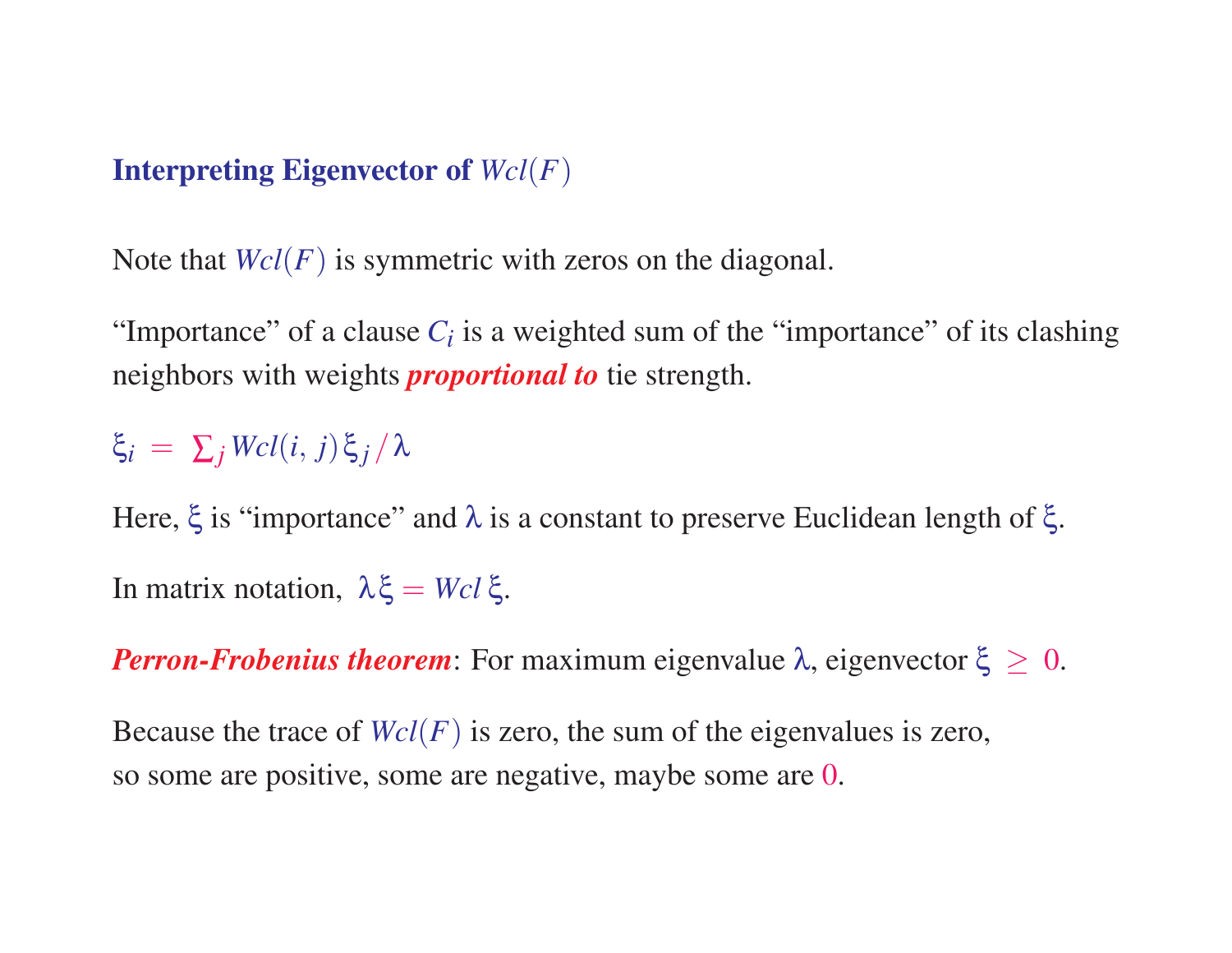## Interpreting Eigenvector of $Wcl(F)$

Note that $Wcl(F)$ is symmetric with zeros on the diagonal.

"Importance" of a clause $C_i$ is a weighted sum of the "importance" of its clashing neighbors with weights ***proportional to*** tie strength.

$\xi_i = \sum_j Wcl(i, j)\xi_j / \lambda$

Here, $\xi$ is "importance" and $\lambda$ is a constant to preserve Euclidean length of $\xi$.

In matrix notation, $\lambda\xi = Wcl\,\xi$.

***Perron-Frobenius theorem***: For maximum eigenvalue $\lambda$, eigenvector $\xi \geq 0$.

Because the trace of $Wcl(F)$ is zero, the sum of the eigenvalues is zero, so some are positive, some are negative, maybe some are $0$.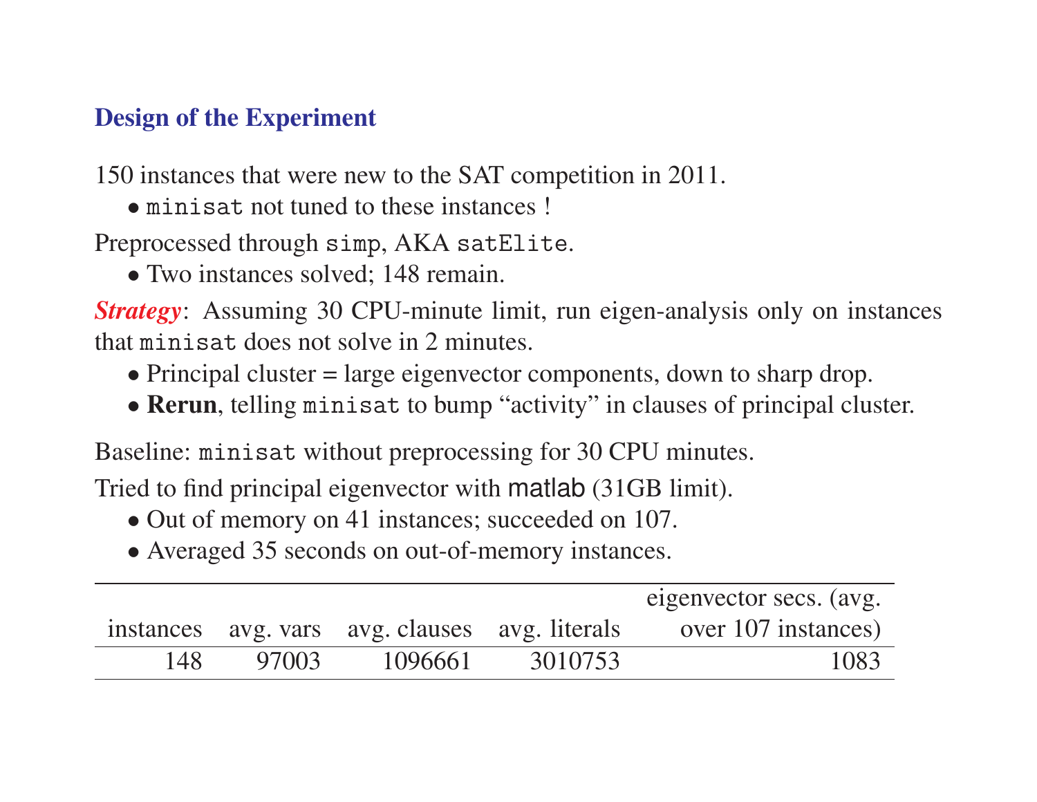## Design of the Experiment

150 instances that were new to the SAT competition in 2011.

- `minisat` not tuned to these instances !

Preprocessed through `simp`, AKA `satElite`.

- Two instances solved; 148 remain.

***Strategy***: Assuming 30 CPU-minute limit, run eigen-analysis only on instances that `minisat` does not solve in 2 minutes.

- Principal cluster = large eigenvector components, down to sharp drop.
- **Rerun**, telling `minisat` to bump "activity" in clauses of principal cluster.

Baseline: `minisat` without preprocessing for 30 CPU minutes.

Tried to find principal eigenvector with matlab (31GB limit).

- Out of memory on 41 instances; succeeded on 107.
- Averaged 35 seconds on out-of-memory instances.

| instances | avg. vars | avg. clauses | avg. literals | eigenvector secs. (avg. over 107 instances) |
|---|---|---|---|---|
| 148 | 97003 | 1096661 | 3010753 | 1083 |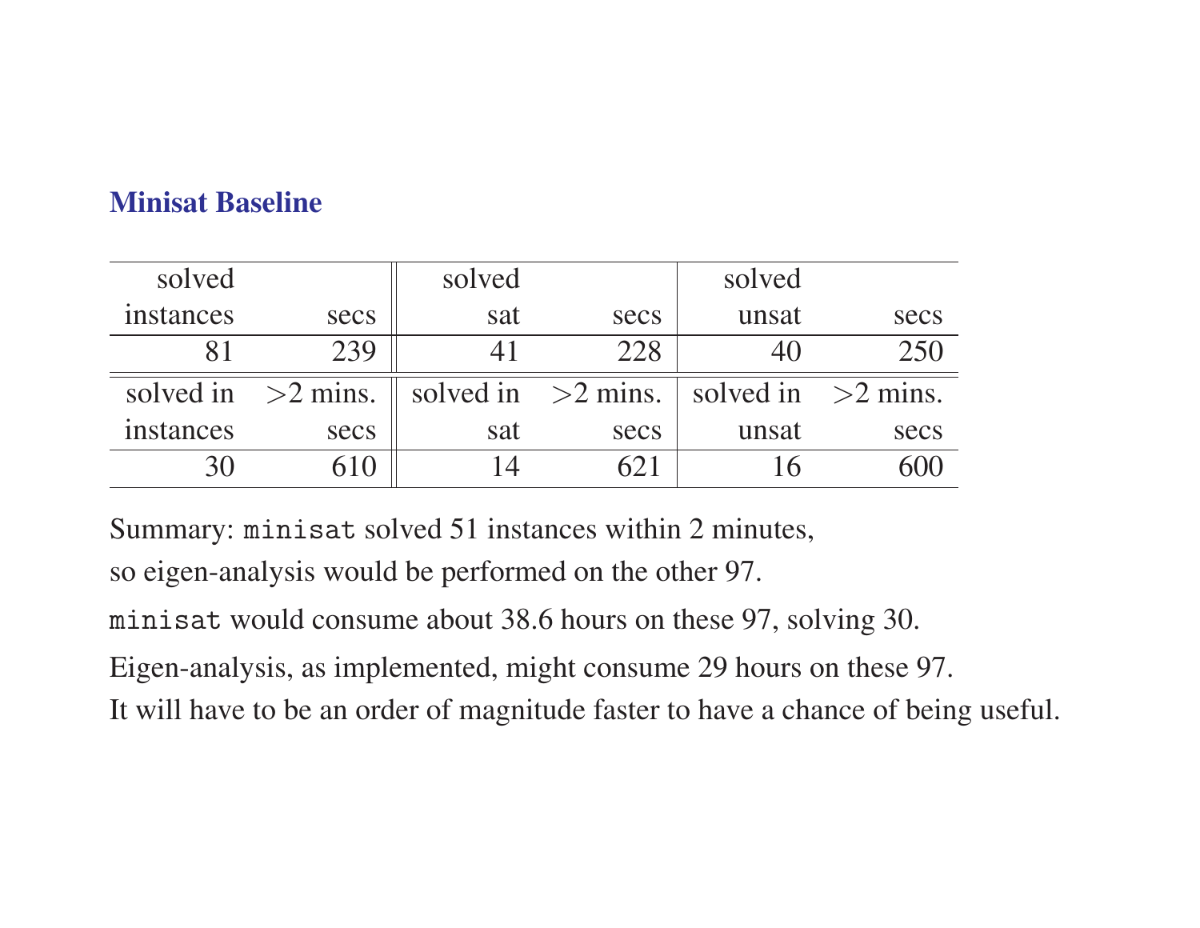## Minisat Baseline

| solved instances | secs | solved sat | secs | solved unsat | secs |
|---|---|---|---|---|---|
| 81 | 239 | 41 | 228 | 40 | 250 |
| **solved in instances** | **>2 mins. secs** | **solved in sat** | **>2 mins. secs** | **solved in unsat** | **>2 mins. secs** |
| 30 | 610 | 14 | 621 | 16 | 600 |

Summary: `minisat` solved 51 instances within 2 minutes,

so eigen-analysis would be performed on the other 97.

`minisat` would consume about 38.6 hours on these 97, solving 30.

Eigen-analysis, as implemented, might consume 29 hours on these 97.

It will have to be an order of magnitude faster to have a chance of being useful.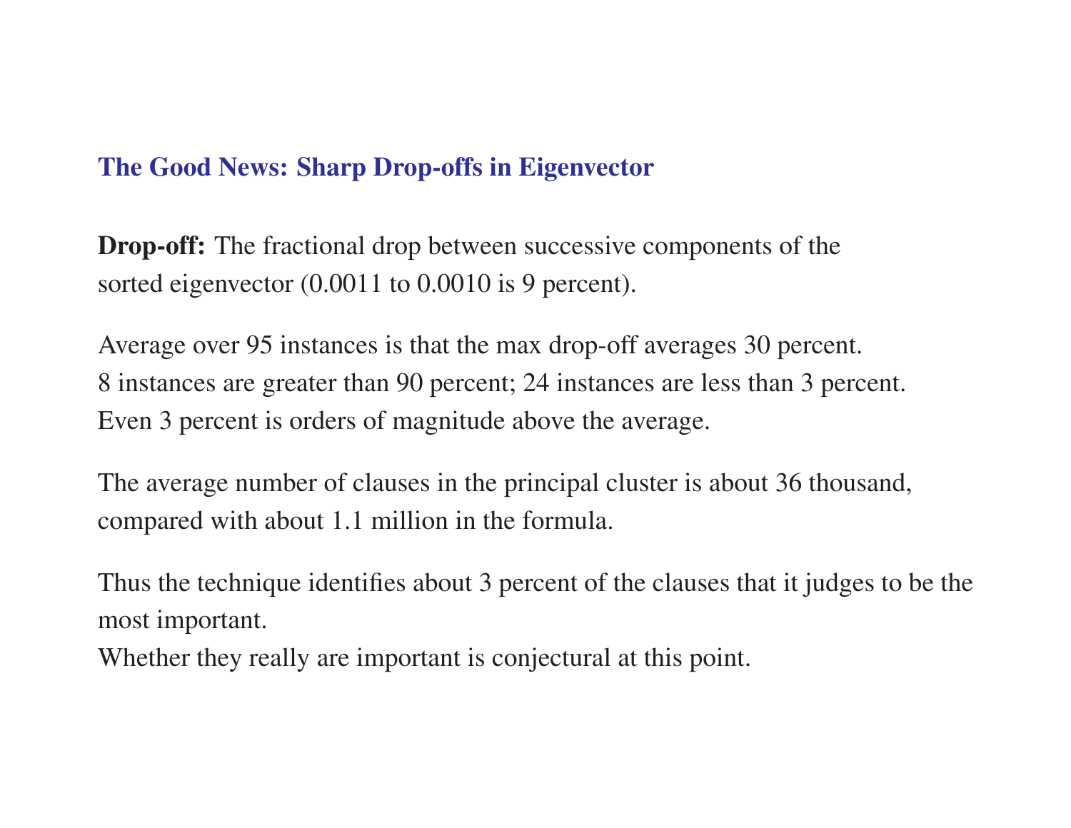## The Good News: Sharp Drop-offs in Eigenvector

**Drop-off:** The fractional drop between successive components of the sorted eigenvector (0.0011 to 0.0010 is 9 percent).

Average over 95 instances is that the max drop-off averages 30 percent.
8 instances are greater than 90 percent; 24 instances are less than 3 percent.
Even 3 percent is orders of magnitude above the average.

The average number of clauses in the principal cluster is about 36 thousand, compared with about 1.1 million in the formula.

Thus the technique identifies about 3 percent of the clauses that it judges to be the most important.
Whether they really are important is conjectural at this point.